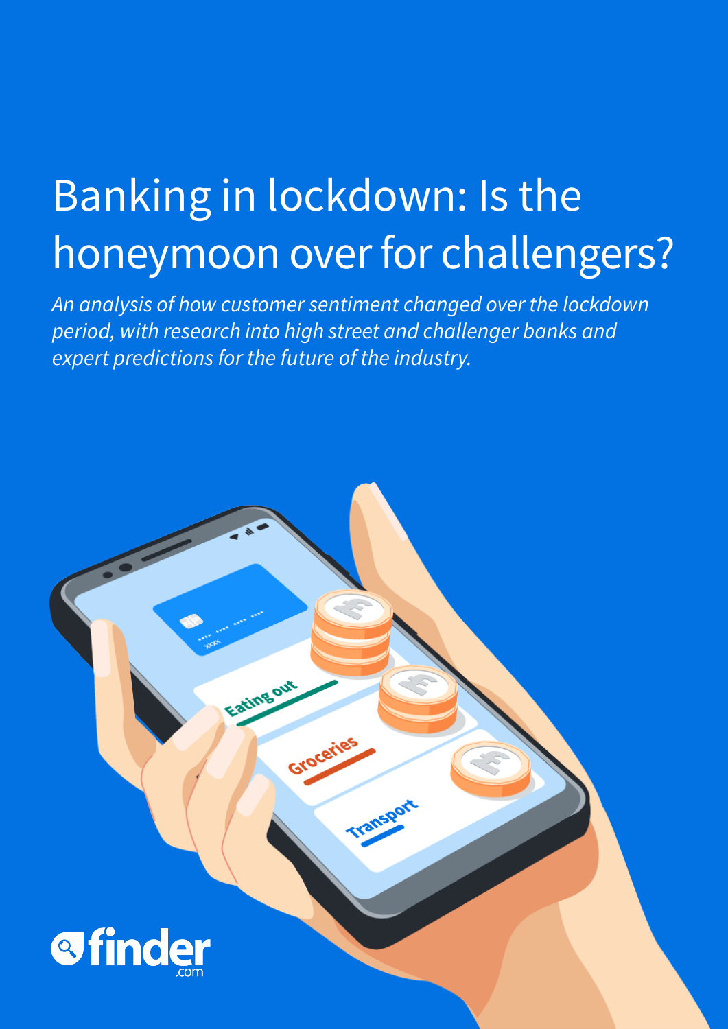# Banking in lockdown: Is the honeymoon over for challengers?

*An analysis of how customer sentiment changed over the lockdown period, with research into high street and challenger banks and expert predictions for the future of the industry.*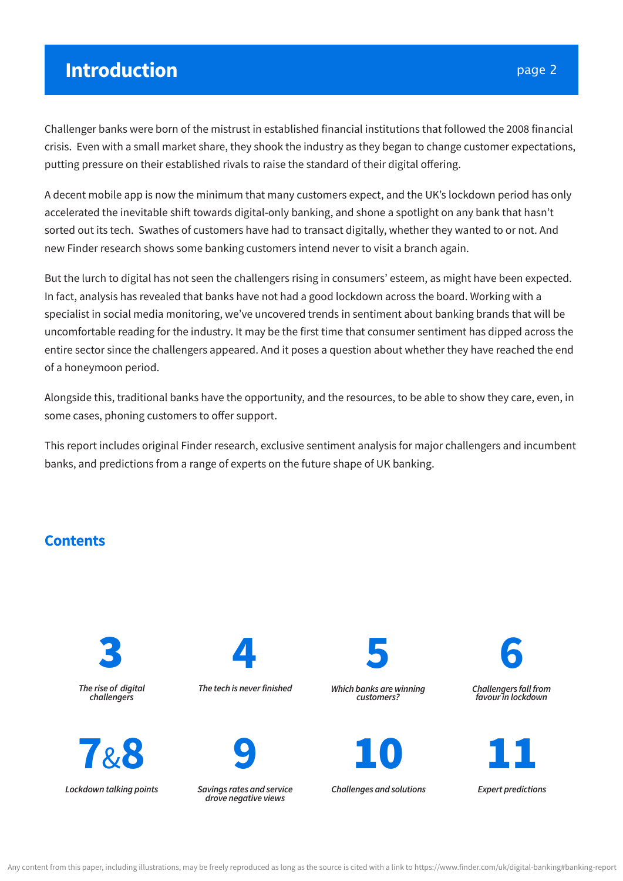# Introduction

Challenger banks were born of the mistrust in established financial institutions that followed the 2008 financial crisis. Even with a small market share, they shook the industry as they began to change customer expectations, putting pressure on their established rivals to raise the standard of their digital offering.

A decent mobile app is now the minimum that many customers expect, and the UK's lockdown period has only accelerated the inevitable shift towards digital-only banking, and shone a spotlight on any bank that hasn't sorted out its tech. Swathes of customers have had to transact digitally, whether they wanted to or not. And new Finder research shows some banking customers intend never to visit a branch again.

But the lurch to digital has not seen the challengers rising in consumers' esteem, as might have been expected. In fact, analysis has revealed that banks have not had a good lockdown across the board. Working with a specialist in social media monitoring, we've uncovered trends in sentiment about banking brands that will be uncomfortable reading for the industry. It may be the first time that consumer sentiment has dipped across the entire sector since the challengers appeared. And it poses a question about whether they have reached the end of a honeymoon period.

Alongside this, traditional banks have the opportunity, and the resources, to be able to show they care, even, in some cases, phoning customers to offer support.

This report includes original Finder research, exclusive sentiment analysis for major challengers and incumbent banks, and predictions from a range of experts on the future shape of UK banking.

## Contents

- **3** *The rise of digital challengers*
- **4** *The tech is never finished*
- **5** *Which banks are winning customers?*
- **6** *Challengers fall from favour in lockdown*
- **7&8** *Lockdown talking points*
- **9** *Savings rates and service drove negative views*
- **10** *Challenges and solutions*
- **11** *Expert predictions*

Any content from this paper, including illustrations, may be freely reproduced as long as the source is cited with a link to https://www.finder.com/uk/digital-banking#banking-report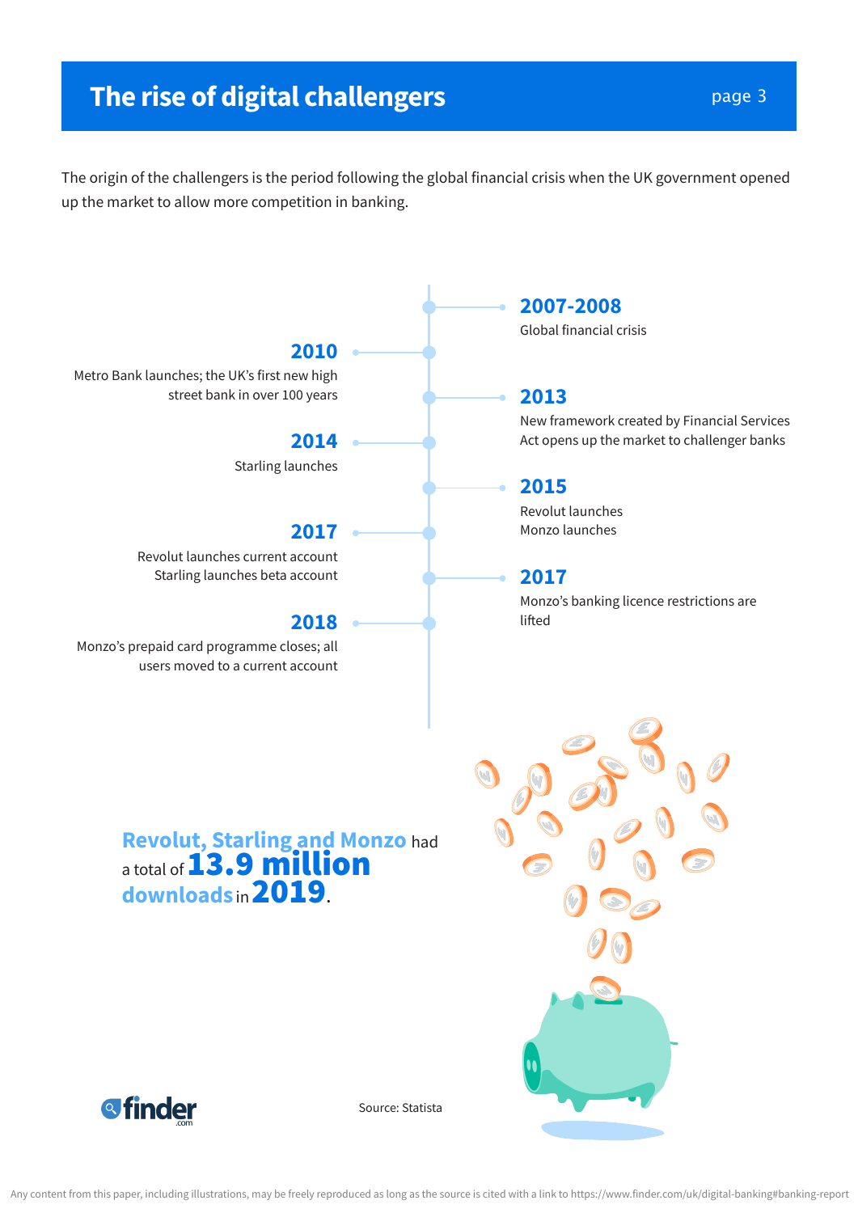# The rise of digital challengers

The origin of the challengers is the period following the global financial crisis when the UK government opened up the market to allow more competition in banking.

**2007-2008**
Global financial crisis

**2010**
Metro Bank launches; the UK's first new high street bank in over 100 years

**2013**
New framework created by Financial Services Act opens up the market to challenger banks

**2014**
Starling launches

**2015**
Revolut launches
Monzo launches

**2017**
Revolut launches current account
Starling launches beta account

**2017**
Monzo's banking licence restrictions are lifted

**2018**
Monzo's prepaid card programme closes; all users moved to a current account

**Revolut, Starling and Monzo** had a total of **13.9 million downloads** in **2019**.

Source: Statista

Any content from this paper, including illustrations, may be freely reproduced as long as the source is cited with a link to https://www.finder.com/uk/digital-banking#banking-report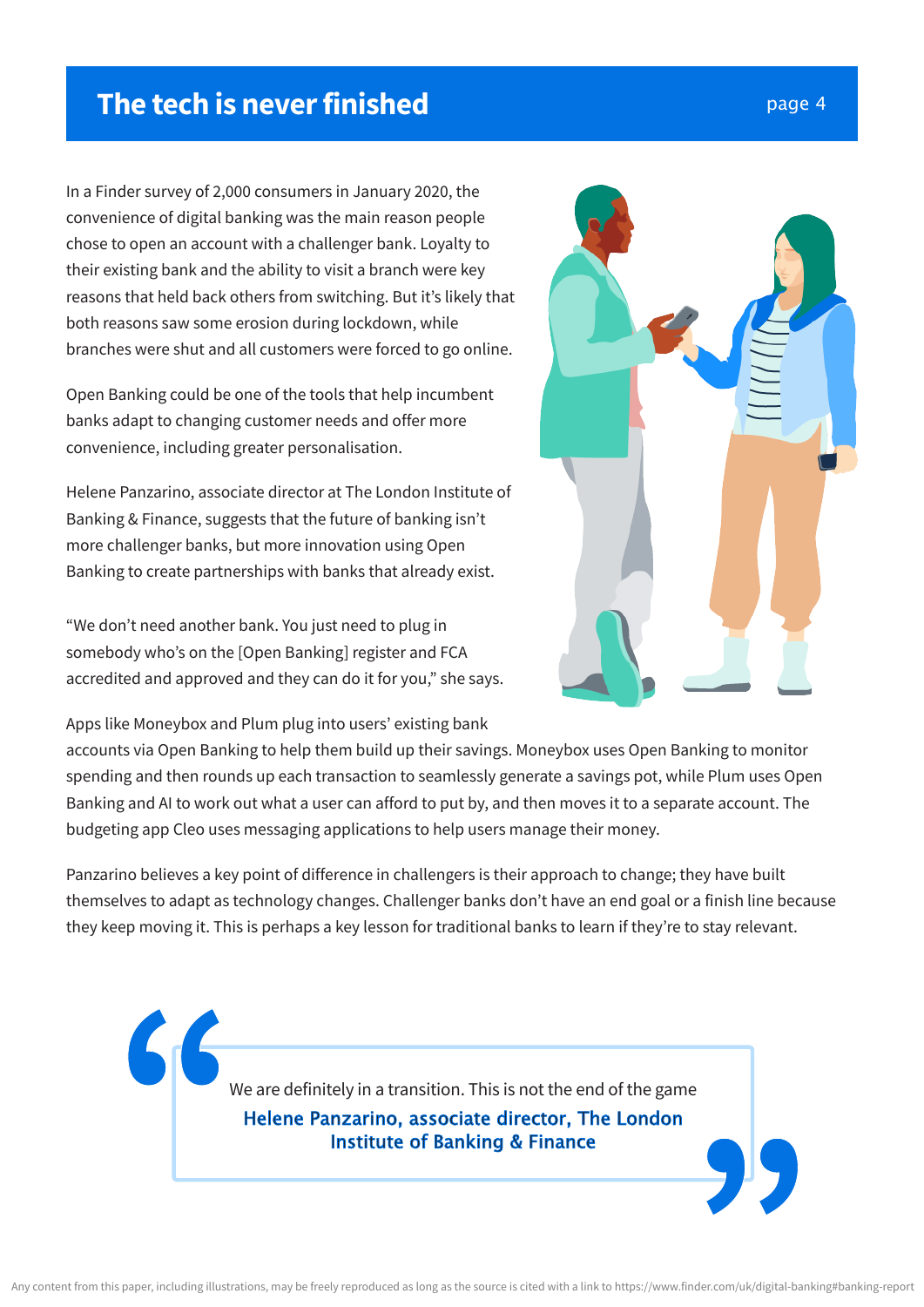# The tech is never finished

In a Finder survey of 2,000 consumers in January 2020, the convenience of digital banking was the main reason people chose to open an account with a challenger bank. Loyalty to their existing bank and the ability to visit a branch were key reasons that held back others from switching. But it's likely that both reasons saw some erosion during lockdown, while branches were shut and all customers were forced to go online.

Open Banking could be one of the tools that help incumbent banks adapt to changing customer needs and offer more convenience, including greater personalisation.

Helene Panzarino, associate director at The London Institute of Banking & Finance, suggests that the future of banking isn't more challenger banks, but more innovation using Open Banking to create partnerships with banks that already exist.

"We don't need another bank. You just need to plug in somebody who's on the [Open Banking] register and FCA accredited and approved and they can do it for you," she says.

Apps like Moneybox and Plum plug into users' existing bank accounts via Open Banking to help them build up their savings. Moneybox uses Open Banking to monitor spending and then rounds up each transaction to seamlessly generate a savings pot, while Plum uses Open Banking and AI to work out what a user can afford to put by, and then moves it to a separate account. The budgeting app Cleo uses messaging applications to help users manage their money.

Panzarino believes a key point of difference in challengers is their approach to change; they have built themselves to adapt as technology changes. Challenger banks don't have an end goal or a finish line because they keep moving it. This is perhaps a key lesson for traditional banks to learn if they're to stay relevant.

> We are definitely in a transition. This is not the end of the game
>
> **Helene Panzarino, associate director, The London Institute of Banking & Finance**

Any content from this paper, including illustrations, may be freely reproduced as long as the source is cited with a link to https://www.finder.com/uk/digital-banking#banking-report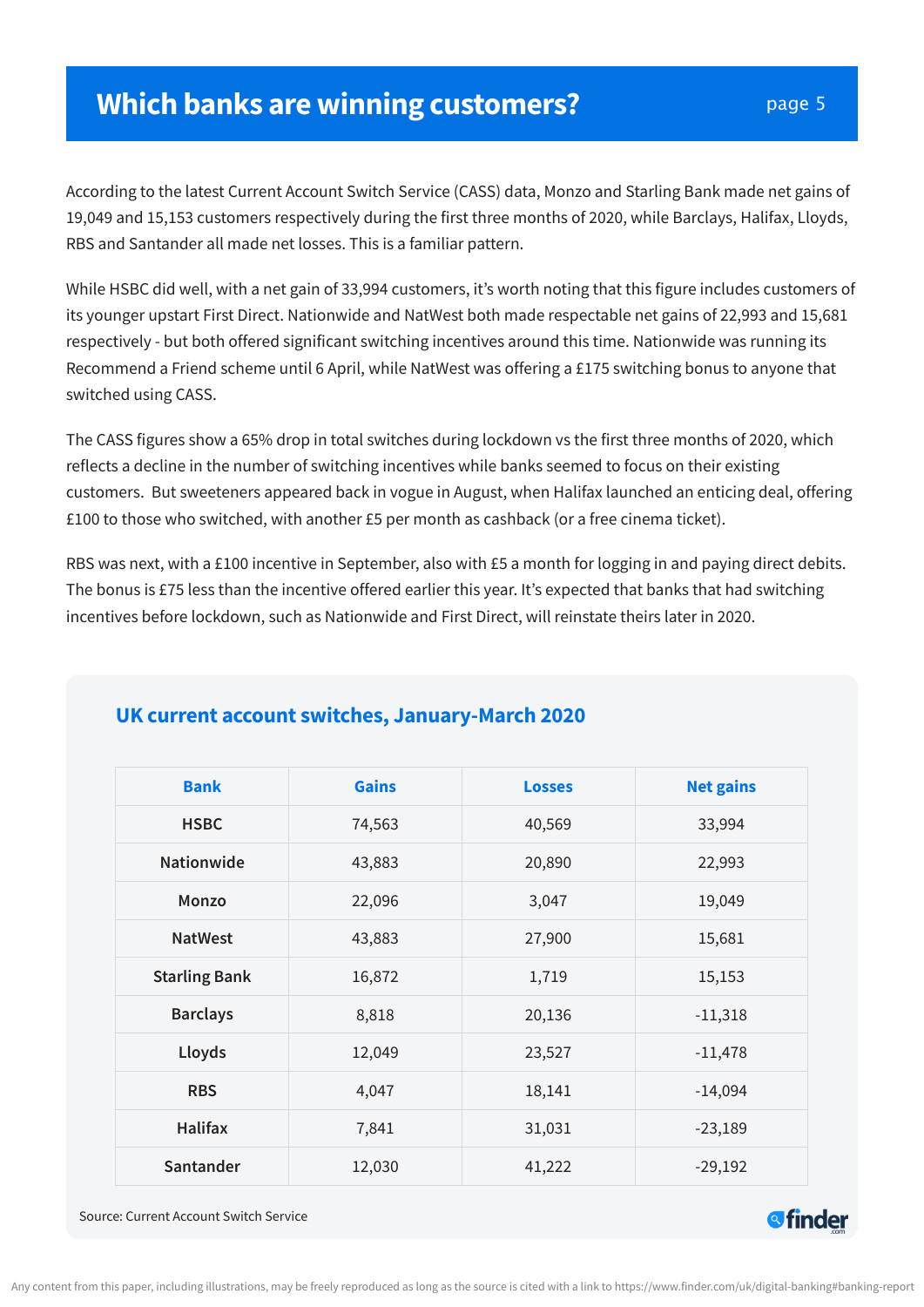# Which banks are winning customers?

According to the latest Current Account Switch Service (CASS) data, Monzo and Starling Bank made net gains of 19,049 and 15,153 customers respectively during the first three months of 2020, while Barclays, Halifax, Lloyds, RBS and Santander all made net losses. This is a familiar pattern.

While HSBC did well, with a net gain of 33,994 customers, it's worth noting that this figure includes customers of its younger upstart First Direct. Nationwide and NatWest both made respectable net gains of 22,993 and 15,681 respectively - but both offered significant switching incentives around this time. Nationwide was running its Recommend a Friend scheme until 6 April, while NatWest was offering a £175 switching bonus to anyone that switched using CASS.

The CASS figures show a 65% drop in total switches during lockdown vs the first three months of 2020, which reflects a decline in the number of switching incentives while banks seemed to focus on their existing customers. But sweeteners appeared back in vogue in August, when Halifax launched an enticing deal, offering £100 to those who switched, with another £5 per month as cashback (or a free cinema ticket).

RBS was next, with a £100 incentive in September, also with £5 a month for logging in and paying direct debits. The bonus is £75 less than the incentive offered earlier this year. It's expected that banks that had switching incentives before lockdown, such as Nationwide and First Direct, will reinstate theirs later in 2020.

## UK current account switches, January-March 2020

| Bank | Gains | Losses | Net gains |
|---|---|---|---|
| HSBC | 74,563 | 40,569 | 33,994 |
| Nationwide | 43,883 | 20,890 | 22,993 |
| Monzo | 22,096 | 3,047 | 19,049 |
| NatWest | 43,883 | 27,900 | 15,681 |
| Starling Bank | 16,872 | 1,719 | 15,153 |
| Barclays | 8,818 | 20,136 | -11,318 |
| Lloyds | 12,049 | 23,527 | -11,478 |
| RBS | 4,047 | 18,141 | -14,094 |
| Halifax | 7,841 | 31,031 | -23,189 |
| Santander | 12,030 | 41,222 | -29,192 |

Source: Current Account Switch Service

Any content from this paper, including illustrations, may be freely reproduced as long as the source is cited with a link to https://www.finder.com/uk/digital-banking#banking-report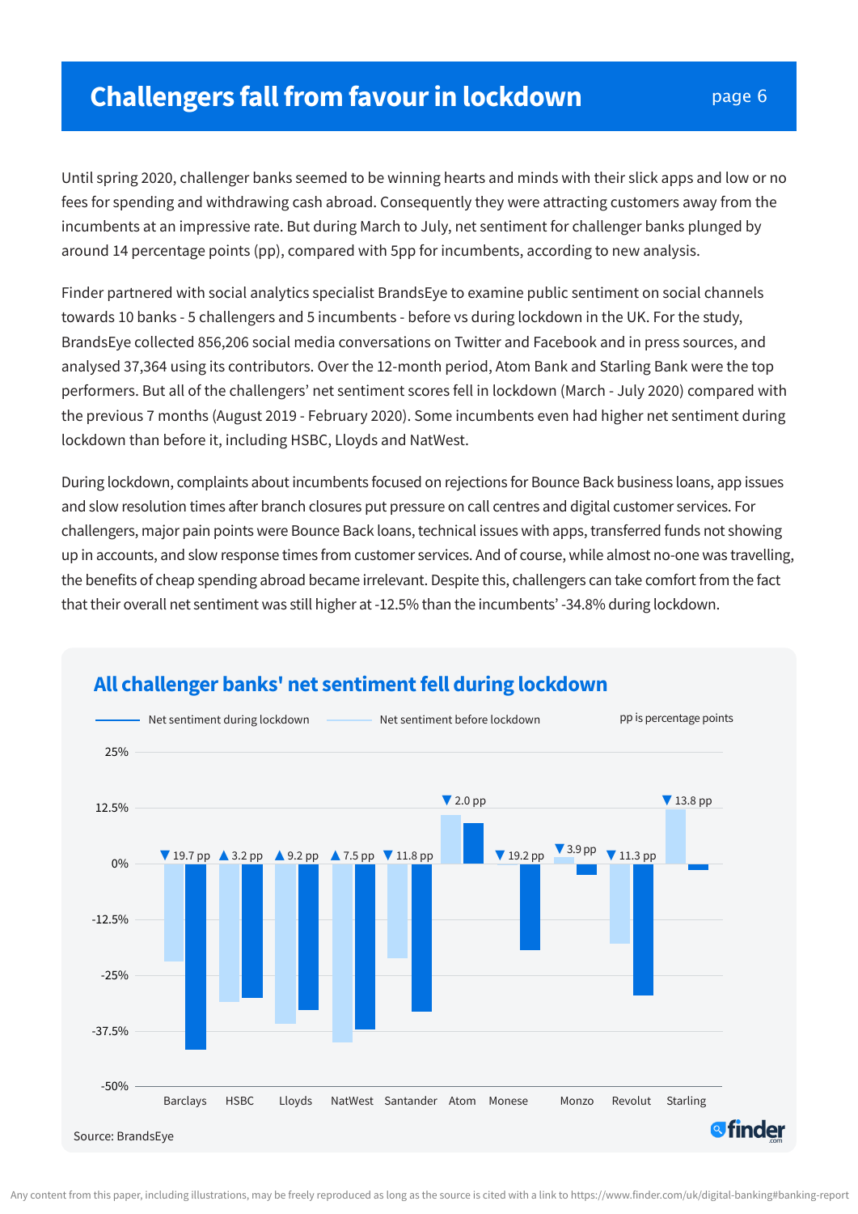# Challengers fall from favour in lockdown

Until spring 2020, challenger banks seemed to be winning hearts and minds with their slick apps and low or no fees for spending and withdrawing cash abroad. Consequently they were attracting customers away from the incumbents at an impressive rate. But during March to July, net sentiment for challenger banks plunged by around 14 percentage points (pp), compared with 5pp for incumbents, according to new analysis.

Finder partnered with social analytics specialist BrandsEye to examine public sentiment on social channels towards 10 banks - 5 challengers and 5 incumbents - before vs during lockdown in the UK. For the study, BrandsEye collected 856,206 social media conversations on Twitter and Facebook and in press sources, and analysed 37,364 using its contributors. Over the 12-month period, Atom Bank and Starling Bank were the top performers. But all of the challengers' net sentiment scores fell in lockdown (March - July 2020) compared with the previous 7 months (August 2019 - February 2020). Some incumbents even had higher net sentiment during lockdown than before it, including HSBC, Lloyds and NatWest.

During lockdown, complaints about incumbents focused on rejections for Bounce Back business loans, app issues and slow resolution times after branch closures put pressure on call centres and digital customer services. For challengers, major pain points were Bounce Back loans, technical issues with apps, transferred funds not showing up in accounts, and slow response times from customer services. And of course, while almost no-one was travelling, the benefits of cheap spending abroad became irrelevant. Despite this, challengers can take comfort from the fact that their overall net sentiment was still higher at -12.5% than the incumbents' -34.8% during lockdown.

## All challenger banks' net sentiment fell during lockdown

Net sentiment during lockdown — Net sentiment before lockdown — pp is percentage points

| Bank | Change |
|---|---|
| Barclays | ▼ 19.7 pp |
| HSBC | ▲ 3.2 pp |
| Lloyds | ▲ 9.2 pp |
| NatWest | ▲ 7.5 pp |
| Santander | ▼ 11.8 pp |
| Atom | ▼ 2.0 pp |
| Monese | ▼ 19.2 pp |
| Monzo | ▼ 3.9 pp |
| Revolut | ▼ 11.3 pp |
| Starling | ▼ 13.8 pp |

Source: BrandsEye

Any content from this paper, including illustrations, may be freely reproduced as long as the source is cited with a link to https://www.finder.com/uk/digital-banking#banking-report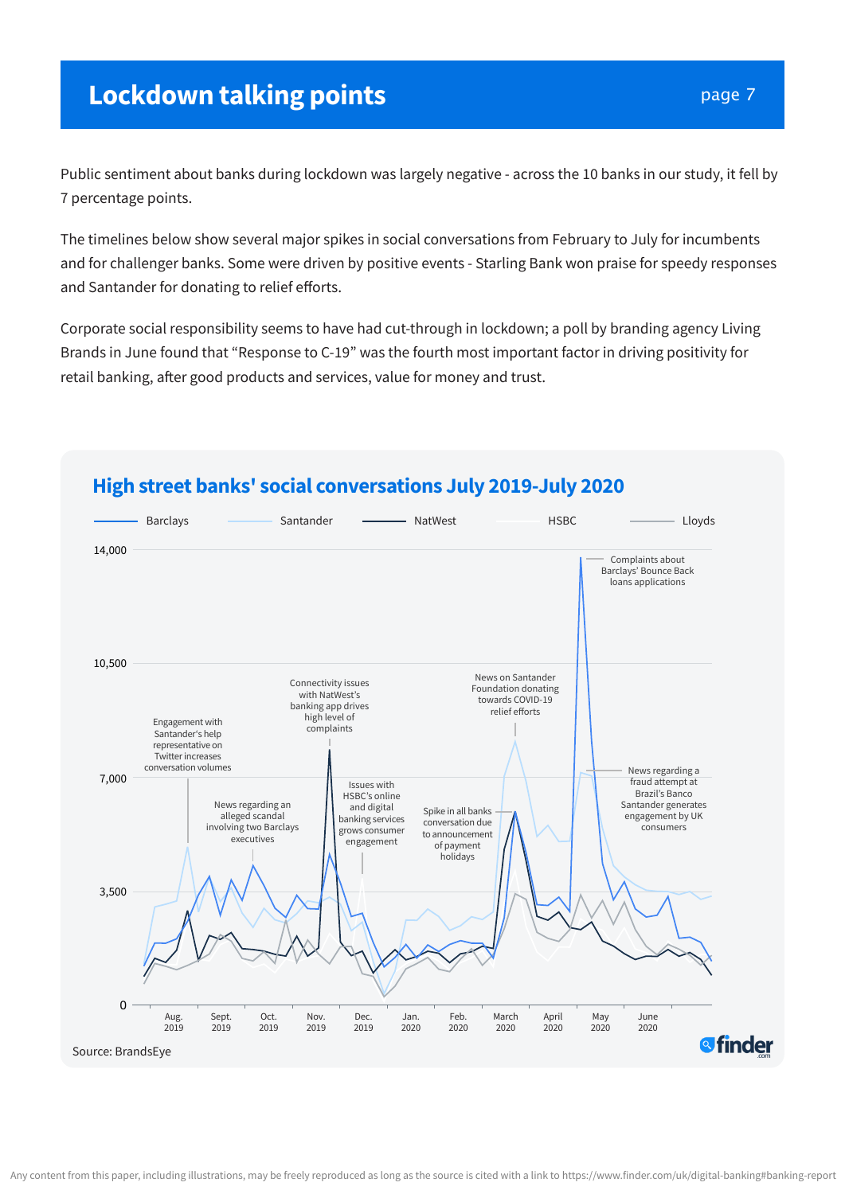# Lockdown talking points

Public sentiment about banks during lockdown was largely negative - across the 10 banks in our study, it fell by 7 percentage points.

The timelines below show several major spikes in social conversations from February to July for incumbents and for challenger banks. Some were driven by positive events - Starling Bank won praise for speedy responses and Santander for donating to relief efforts.

Corporate social responsibility seems to have had cut-through in lockdown; a poll by branding agency Living Brands in June found that “Response to C-19” was the fourth most important factor in driving positivity for retail banking, after good products and services, value for money and trust.

## High street banks' social conversations July 2019-July 2020

Barclays | Santander | NatWest | HSBC | Lloyds

14,000 | 10,500 | 7,000 | 3,500 | 0

Aug. 2019 | Sept. 2019 | Oct. 2019 | Nov. 2019 | Dec. 2019 | Jan. 2020 | Feb. 2020 | March 2020 | April 2020 | May 2020 | June 2020

Engagement with Santander's help representative on Twitter increases conversation volumes

News regarding an alleged scandal involving two Barclays executives

Connectivity issues with NatWest's banking app drives high level of complaints

Issues with HSBC's online and digital banking services grows consumer engagement

Spike in all banks conversation due to announcement of payment holidays

News on Santander Foundation donating towards COVID-19 relief efforts

Complaints about Barclays' Bounce Back loans applications

News regarding a fraud attempt at Brazil's Banco Santander generates engagement by UK consumers

Source: BrandsEye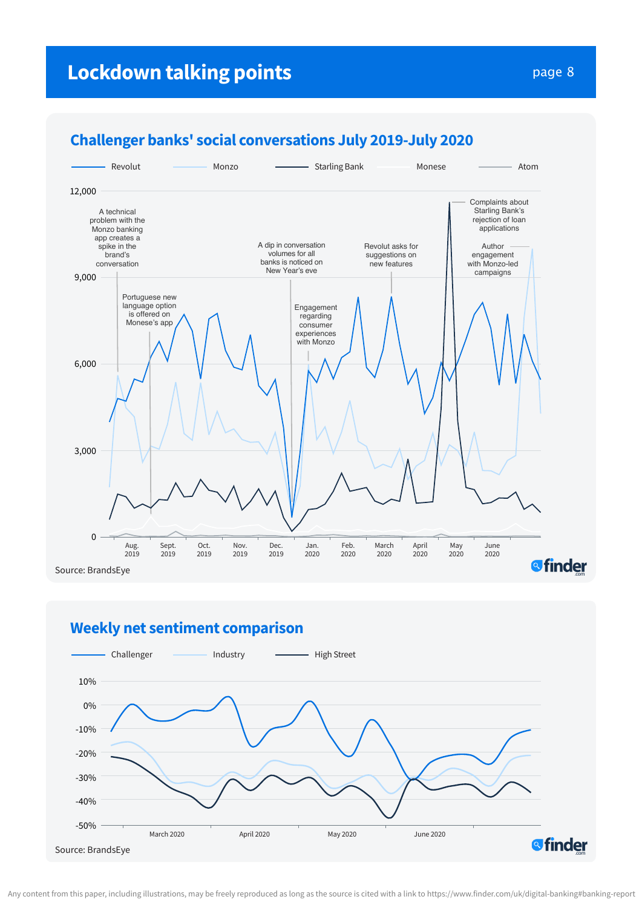# Lockdown talking points

## Challenger banks' social conversations July 2019-July 2020

Revolut | Monzo | Starling Bank | Monese | Atom

12,000
9,000
6,000
3,000
0

Aug. 2019 | Sept. 2019 | Oct. 2019 | Nov. 2019 | Dec. 2019 | Jan. 2020 | Feb. 2020 | March 2020 | April 2020 | May 2020 | June 2020

A technical problem with the Monzo banking app creates a spike in the brand's conversation

Portuguese new language option is offered on Monese's app

A dip in conversation volumes for all banks is noticed on New Year's eve

Engagement regarding consumer experiences with Monzo

Revolut asks for suggestions on new features

Complaints about Starling Bank's rejection of loan applications

Author engagement with Monzo-led campaigns

Source: BrandsEye

## Weekly net sentiment comparison

Challenger | Industry | High Street

10%
0%
-10%
-20%
-30%
-40%
-50%

March 2020 | April 2020 | May 2020 | June 2020

Source: BrandsEye

Any content from this paper, including illustrations, may be freely reproduced as long as the source is cited with a link to https://www.finder.com/uk/digital-banking#banking-report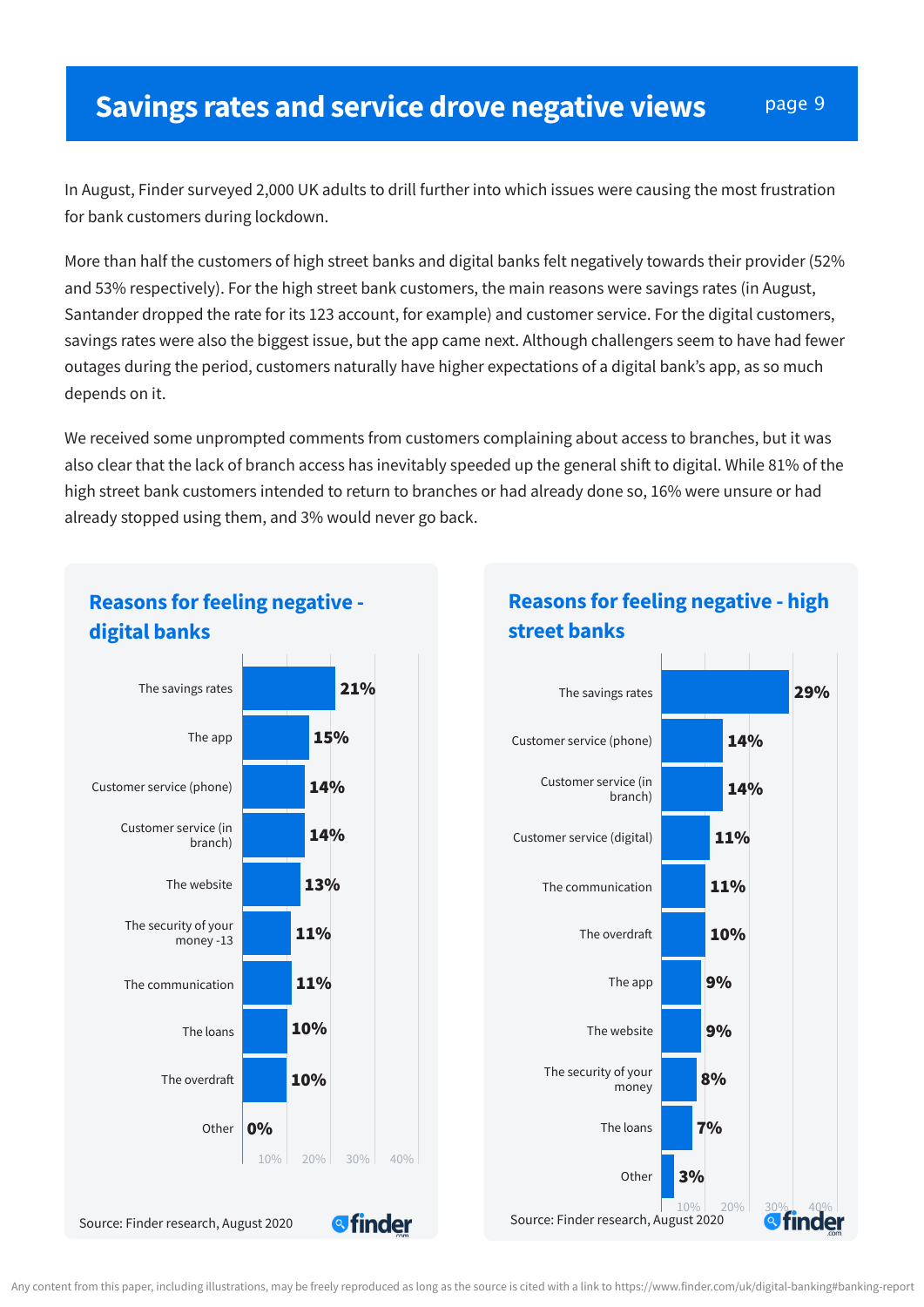# Savings rates and service drove negative views

In August, Finder surveyed 2,000 UK adults to drill further into which issues were causing the most frustration for bank customers during lockdown.

More than half the customers of high street banks and digital banks felt negatively towards their provider (52% and 53% respectively). For the high street bank customers, the main reasons were savings rates (in August, Santander dropped the rate for its 123 account, for example) and customer service. For the digital customers, savings rates were also the biggest issue, but the app came next. Although challengers seem to have had fewer outages during the period, customers naturally have higher expectations of a digital bank's app, as so much depends on it.

We received some unprompted comments from customers complaining about access to branches, but it was also clear that the lack of branch access has inevitably speeded up the general shift to digital. While 81% of the high street bank customers intended to return to branches or had already done so, 16% were unsure or had already stopped using them, and 3% would never go back.

## Reasons for feeling negative - digital banks

| Reason | % |
|---|---|
| The savings rates | 21% |
| The app | 15% |
| Customer service (phone) | 14% |
| Customer service (in branch) | 14% |
| The website | 13% |
| The security of your money -13 | 11% |
| The communication | 11% |
| The loans | 10% |
| The overdraft | 10% |
| Other | 0% |

Source: Finder research, August 2020

## Reasons for feeling negative - high street banks

| Reason | % |
|---|---|
| The savings rates | 29% |
| Customer service (phone) | 14% |
| Customer service (in branch) | 14% |
| Customer service (digital) | 11% |
| The communication | 11% |
| The overdraft | 10% |
| The app | 9% |
| The website | 9% |
| The security of your money | 8% |
| The loans | 7% |
| Other | 3% |

Source: Finder research, August 2020

Any content from this paper, including illustrations, may be freely reproduced as long as the source is cited with a link to https://www.finder.com/uk/digital-banking#banking-report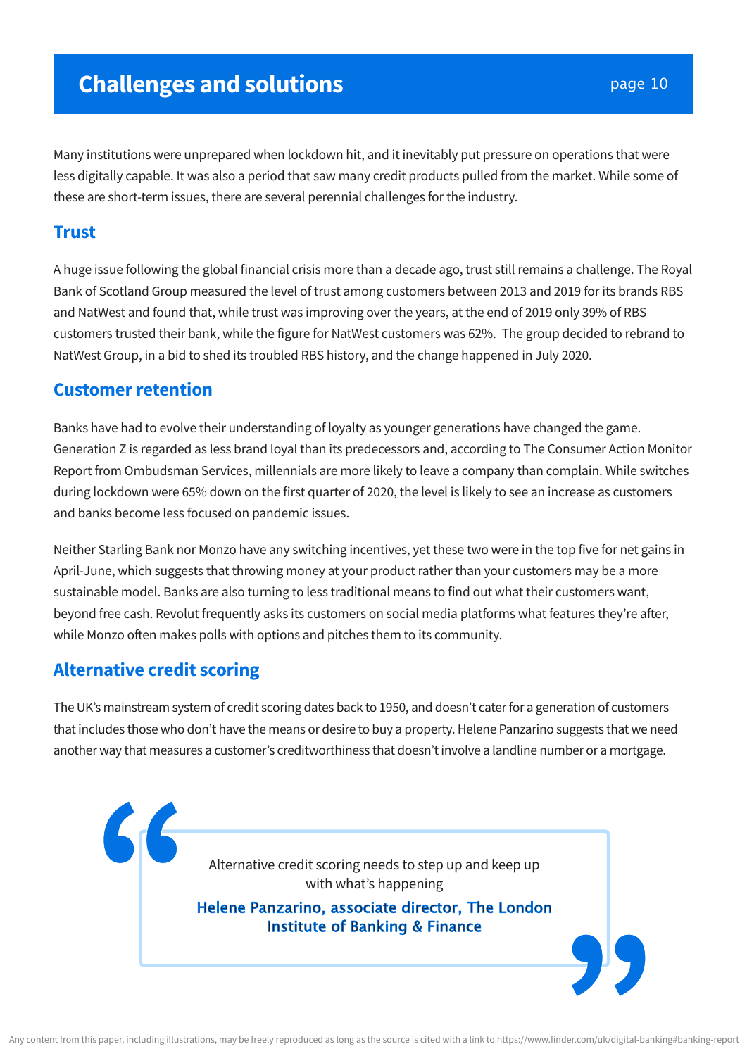# Challenges and solutions

Many institutions were unprepared when lockdown hit, and it inevitably put pressure on operations that were less digitally capable. It was also a period that saw many credit products pulled from the market. While some of these are short-term issues, there are several perennial challenges for the industry.

## Trust

A huge issue following the global financial crisis more than a decade ago, trust still remains a challenge. The Royal Bank of Scotland Group measured the level of trust among customers between 2013 and 2019 for its brands RBS and NatWest and found that, while trust was improving over the years, at the end of 2019 only 39% of RBS customers trusted their bank, while the figure for NatWest customers was 62%. The group decided to rebrand to NatWest Group, in a bid to shed its troubled RBS history, and the change happened in July 2020.

## Customer retention

Banks have had to evolve their understanding of loyalty as younger generations have changed the game. Generation Z is regarded as less brand loyal than its predecessors and, according to The Consumer Action Monitor Report from Ombudsman Services, millennials are more likely to leave a company than complain. While switches during lockdown were 65% down on the first quarter of 2020, the level is likely to see an increase as customers and banks become less focused on pandemic issues.

Neither Starling Bank nor Monzo have any switching incentives, yet these two were in the top five for net gains in April-June, which suggests that throwing money at your product rather than your customers may be a more sustainable model. Banks are also turning to less traditional means to find out what their customers want, beyond free cash. Revolut frequently asks its customers on social media platforms what features they're after, while Monzo often makes polls with options and pitches them to its community.

## Alternative credit scoring

The UK's mainstream system of credit scoring dates back to 1950, and doesn't cater for a generation of customers that includes those who don't have the means or desire to buy a property. Helene Panzarino suggests that we need another way that measures a customer's creditworthiness that doesn't involve a landline number or a mortgage.

> Alternative credit scoring needs to step up and keep up with what's happening
>
> **Helene Panzarino, associate director, The London Institute of Banking & Finance**

Any content from this paper, including illustrations, may be freely reproduced as long as the source is cited with a link to https://www.finder.com/uk/digital-banking#banking-report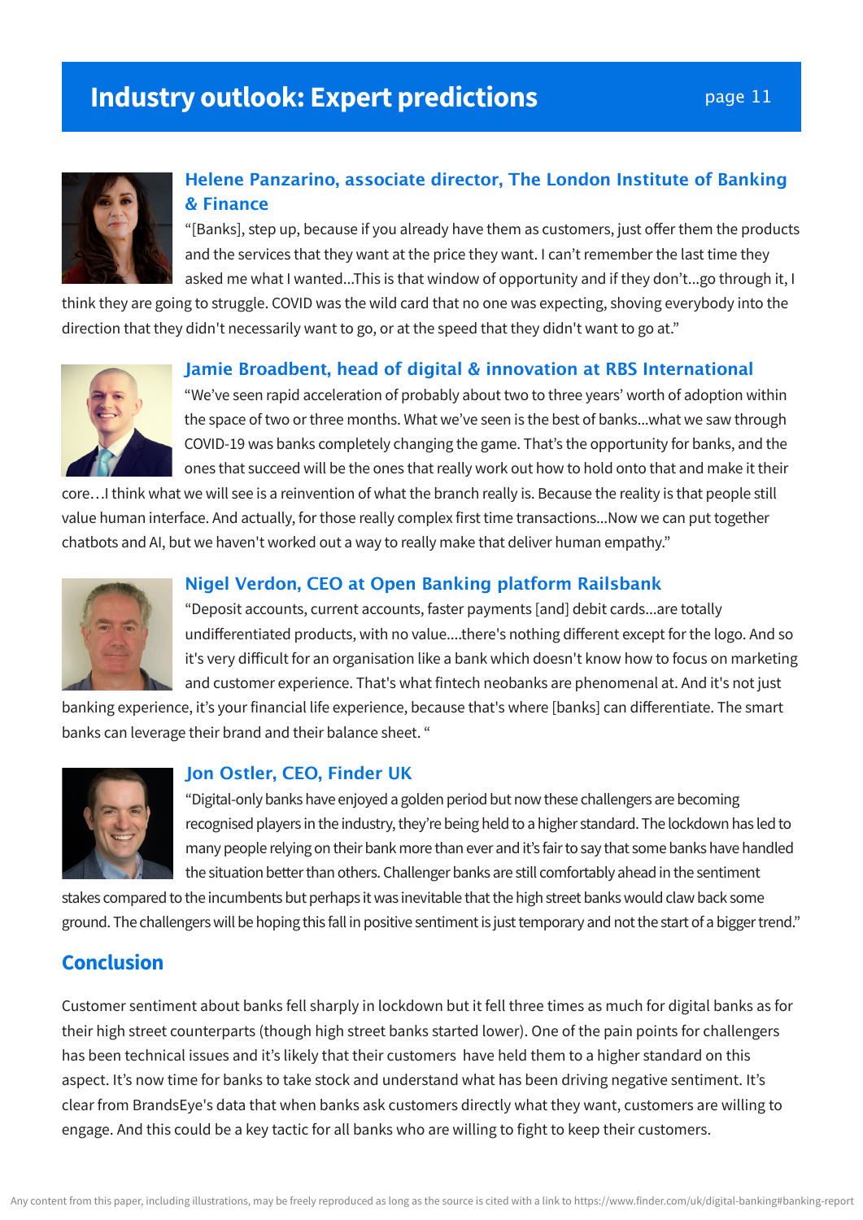# Industry outlook: Expert predictions

### Helene Panzarino, associate director, The London Institute of Banking & Finance

“[Banks], step up, because if you already have them as customers, just offer them the products and the services that they want at the price they want. I can’t remember the last time they asked me what I wanted...This is that window of opportunity and if they don’t...go through it, I think they are going to struggle. COVID was the wild card that no one was expecting, shoving everybody into the direction that they didn't necessarily want to go, or at the speed that they didn't want to go at.”

### Jamie Broadbent, head of digital & innovation at RBS International

“We’ve seen rapid acceleration of probably about two to three years’ worth of adoption within the space of two or three months. What we’ve seen is the best of banks...what we saw through COVID-19 was banks completely changing the game. That’s the opportunity for banks, and the ones that succeed will be the ones that really work out how to hold onto that and make it their core…I think what we will see is a reinvention of what the branch really is. Because the reality is that people still value human interface. And actually, for those really complex first time transactions...Now we can put together chatbots and AI, but we haven't worked out a way to really make that deliver human empathy.”

### Nigel Verdon, CEO at Open Banking platform Railsbank

“Deposit accounts, current accounts, faster payments [and] debit cards...are totally undifferentiated products, with no value....there's nothing different except for the logo. And so it's very difficult for an organisation like a bank which doesn't know how to focus on marketing and customer experience. That's what fintech neobanks are phenomenal at. And it's not just banking experience, it’s your financial life experience, because that's where [banks] can differentiate. The smart banks can leverage their brand and their balance sheet. “

### Jon Ostler, CEO, Finder UK

“Digital-only banks have enjoyed a golden period but now these challengers are becoming recognised players in the industry, they’re being held to a higher standard. The lockdown has led to many people relying on their bank more than ever and it’s fair to say that some banks have handled the situation better than others. Challenger banks are still comfortably ahead in the sentiment stakes compared to the incumbents but perhaps it was inevitable that the high street banks would claw back some ground. The challengers will be hoping this fall in positive sentiment is just temporary and not the start of a bigger trend.”

## Conclusion

Customer sentiment about banks fell sharply in lockdown but it fell three times as much for digital banks as for their high street counterparts (though high street banks started lower). One of the pain points for challengers has been technical issues and it’s likely that their customers have held them to a higher standard on this aspect. It’s now time for banks to take stock and understand what has been driving negative sentiment. It’s clear from BrandsEye's data that when banks ask customers directly what they want, customers are willing to engage. And this could be a key tactic for all banks who are willing to fight to keep their customers.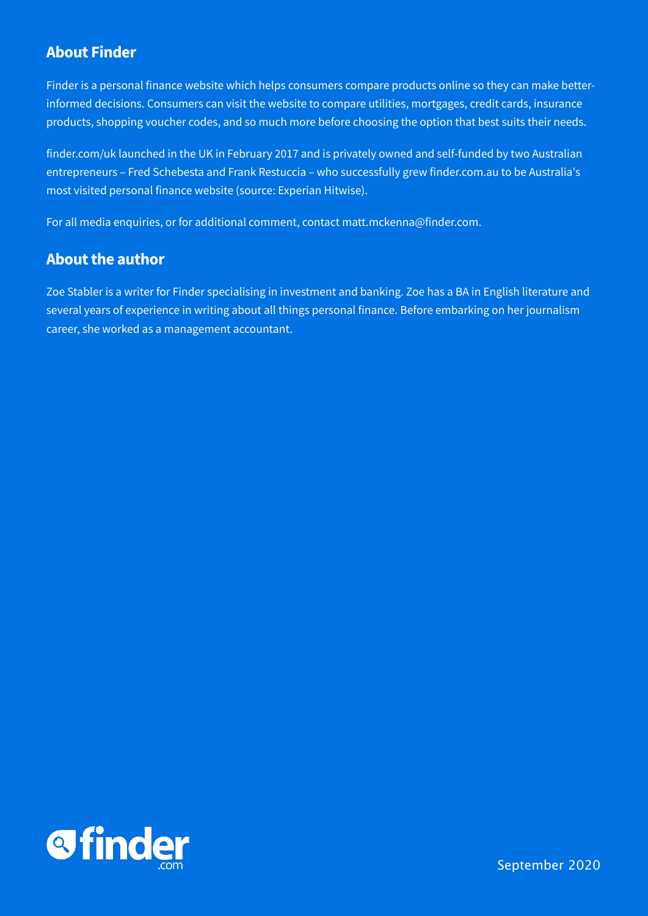## About Finder

Finder is a personal finance website which helps consumers compare products online so they can make better-informed decisions. Consumers can visit the website to compare utilities, mortgages, credit cards, insurance products, shopping voucher codes, and so much more before choosing the option that best suits their needs.

finder.com/uk launched in the UK in February 2017 and is privately owned and self-funded by two Australian entrepreneurs – Fred Schebesta and Frank Restuccia – who successfully grew finder.com.au to be Australia's most visited personal finance website (source: Experian Hitwise).

For all media enquiries, or for additional comment, contact matt.mckenna@finder.com.

## About the author

Zoe Stabler is a writer for Finder specialising in investment and banking. Zoe has a BA in English literature and several years of experience in writing about all things personal finance. Before embarking on her journalism career, she worked as a management accountant.

September 2020